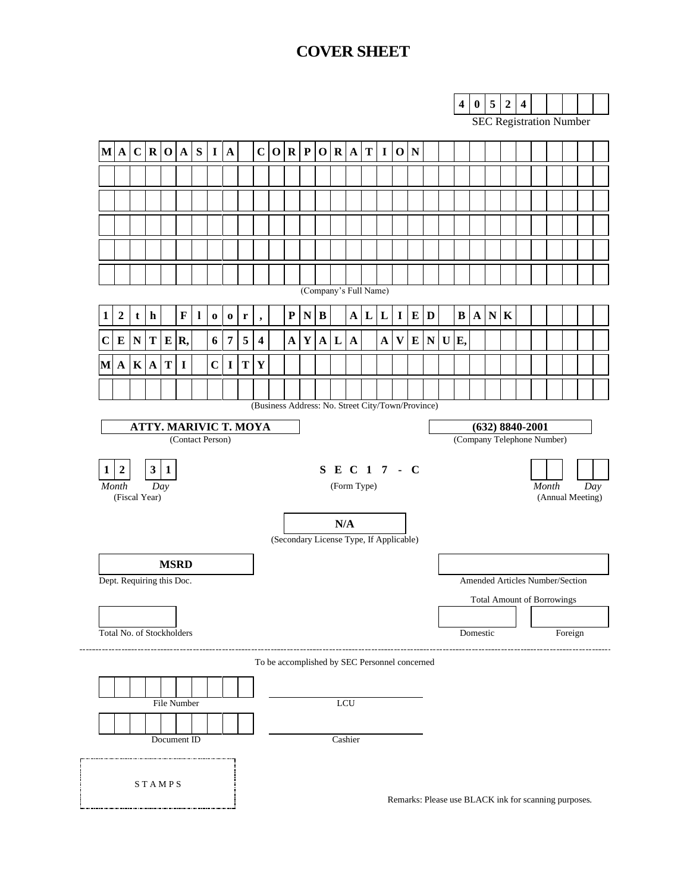# COVER SHEET

**40524**

SEC Registration Number

**MACROASIA CORPORATION**

(Company's Full Name)

**12th Floor, PNB ALLIED BANK CENTER, 6754 AYALA AVENUE, MAKATI CITY**

(Business Address: No. Street City/Town/Province)

**ATTY. MARIVIC T. MOYA**

(Contact Person)

**(632) 8840-2001**

(Company Telephone Number)

**12** **31**

Month Day

(Fiscal Year)

**SEC 17 - C**

(Form Type)

Month Day

(Annual Meeting)

**N/A**

(Secondary License Type, If Applicable)

**MSRD**

Dept. Requiring this Doc.

Amended Articles Number/Section

Total Amount of Borrowings

Total No. of Stockholders

Domestic

Foreign

---

To be accomplished by SEC Personnel concerned

File Number

LCU

Document ID

Cashier

STAMPS

Remarks: Please use BLACK ink for scanning purposes.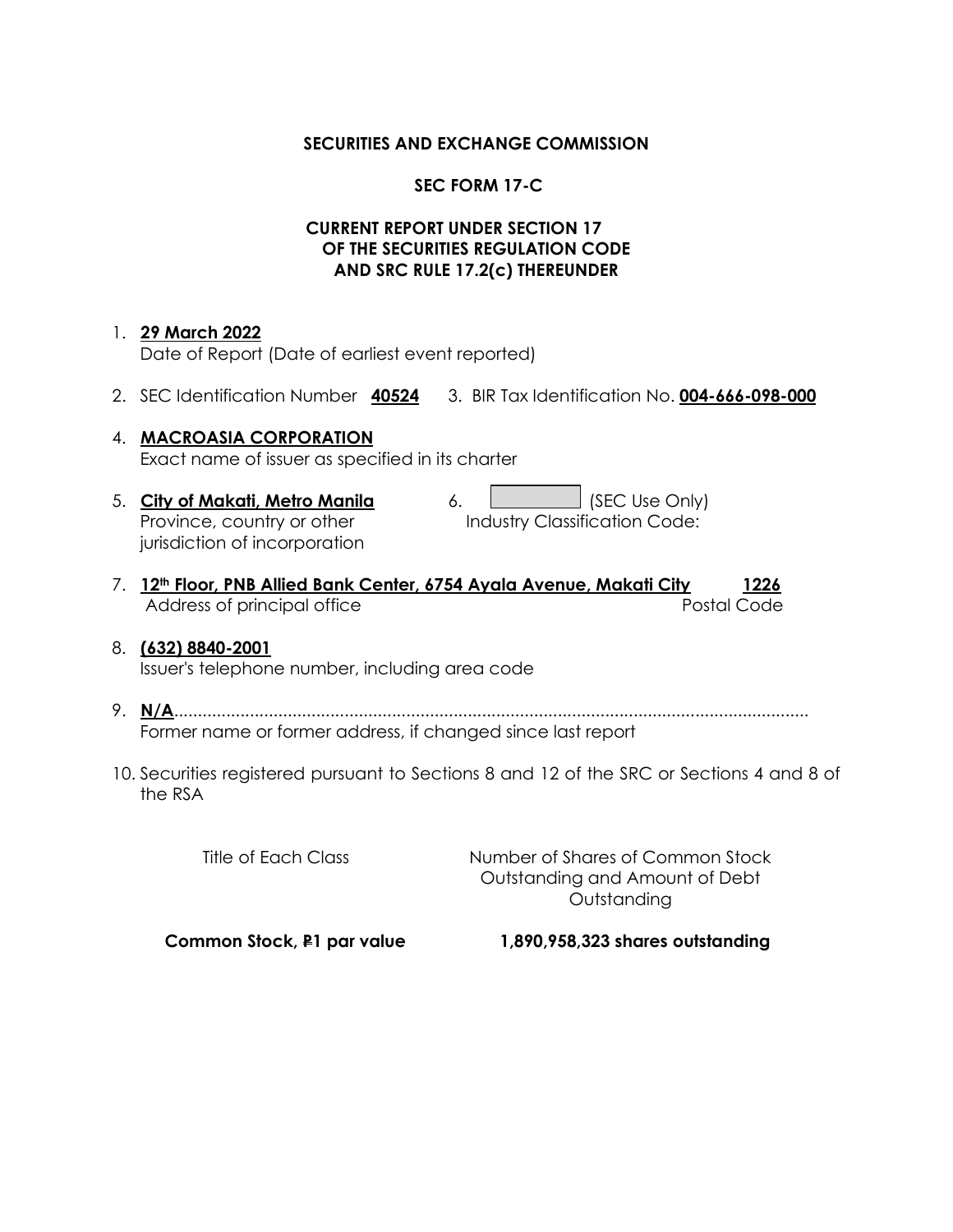**SECURITIES AND EXCHANGE COMMISSION**

**SEC FORM 17-C**

**CURRENT REPORT UNDER SECTION 17 OF THE SECURITIES REGULATION CODE AND SRC RULE 17.2(c) THEREUNDER**

1. **29 March 2022**
   Date of Report (Date of earliest event reported)

2. SEC Identification Number **40524** 3. BIR Tax Identification No. **004-666-098-000**

4. **MACROASIA CORPORATION**
   Exact name of issuer as specified in its charter

5. **City of Makati, Metro Manila**
   Province, country or other jurisdiction of incorporation

6. (SEC Use Only)
   Industry Classification Code:

7. **12th Floor, PNB Allied Bank Center, 6754 Ayala Avenue, Makati City** **1226**
   Address of principal office Postal Code

8. **(632) 8840-2001**
   Issuer's telephone number, including area code

9. **N/A**.......................................................................................................................................
   Former name or former address, if changed since last report

10. Securities registered pursuant to Sections 8 and 12 of the SRC or Sections 4 and 8 of the RSA

| Title of Each Class | Number of Shares of Common Stock Outstanding and Amount of Debt Outstanding |
|---|---|
| **Common Stock, ₱1 par value** | **1,890,958,323 shares outstanding** |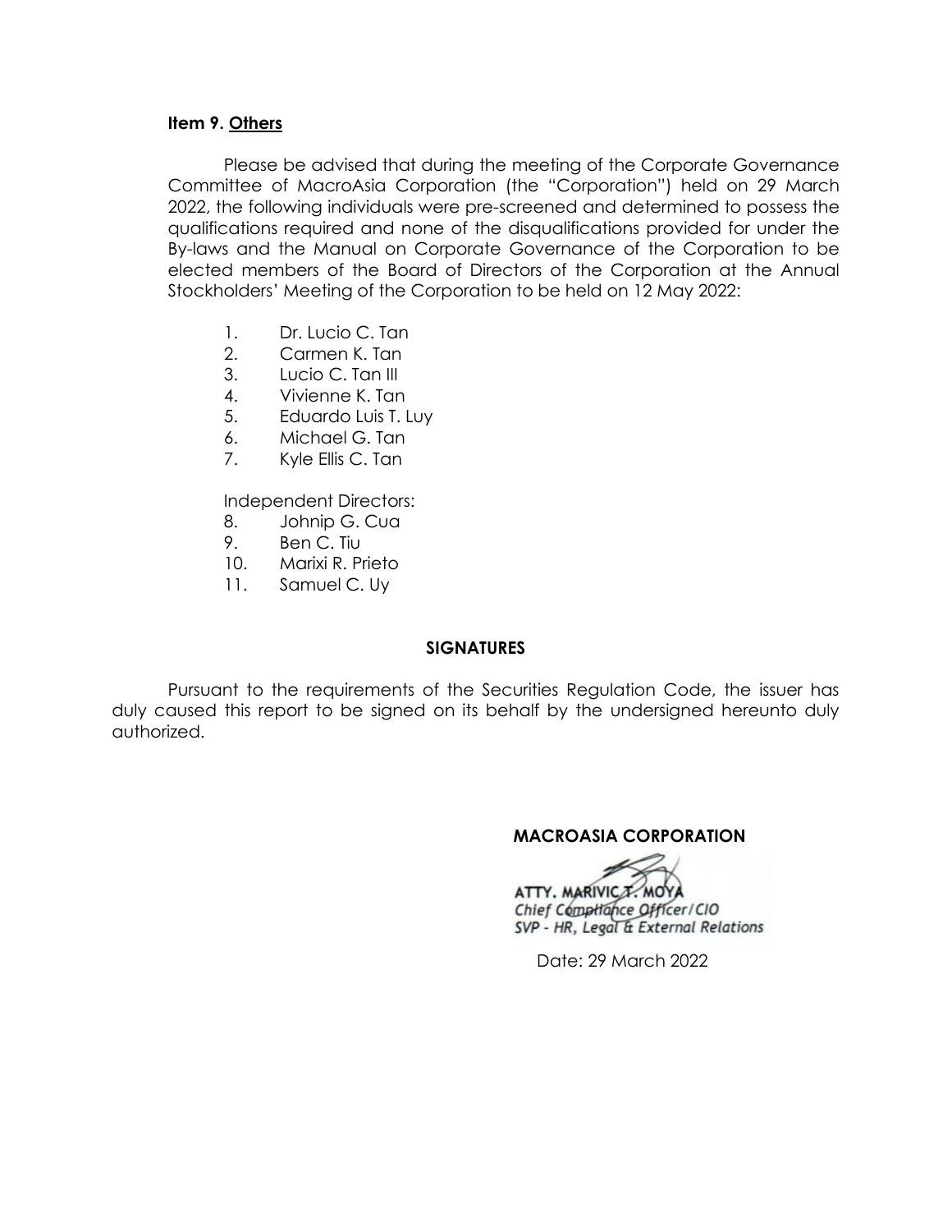**Item 9. Others**

Please be advised that during the meeting of the Corporate Governance Committee of MacroAsia Corporation (the "Corporation") held on 29 March 2022, the following individuals were pre-screened and determined to possess the qualifications required and none of the disqualifications provided for under the By-laws and the Manual on Corporate Governance of the Corporation to be elected members of the Board of Directors of the Corporation at the Annual Stockholders' Meeting of the Corporation to be held on 12 May 2022:

1. Dr. Lucio C. Tan
2. Carmen K. Tan
3. Lucio C. Tan III
4. Vivienne K. Tan
5. Eduardo Luis T. Luy
6. Michael G. Tan
7. Kyle Ellis C. Tan

Independent Directors:

8. Johnip G. Cua
9. Ben C. Tiu
10. Marixi R. Prieto
11. Samuel C. Uy

**SIGNATURES**

Pursuant to the requirements of the Securities Regulation Code, the issuer has duly caused this report to be signed on its behalf by the undersigned hereunto duly authorized.

**MACROASIA CORPORATION**

ATTY. MARIVIC T. MOYA
*Chief Compliance Officer/CIO*
*SVP - HR, Legal & External Relations*

Date: 29 March 2022